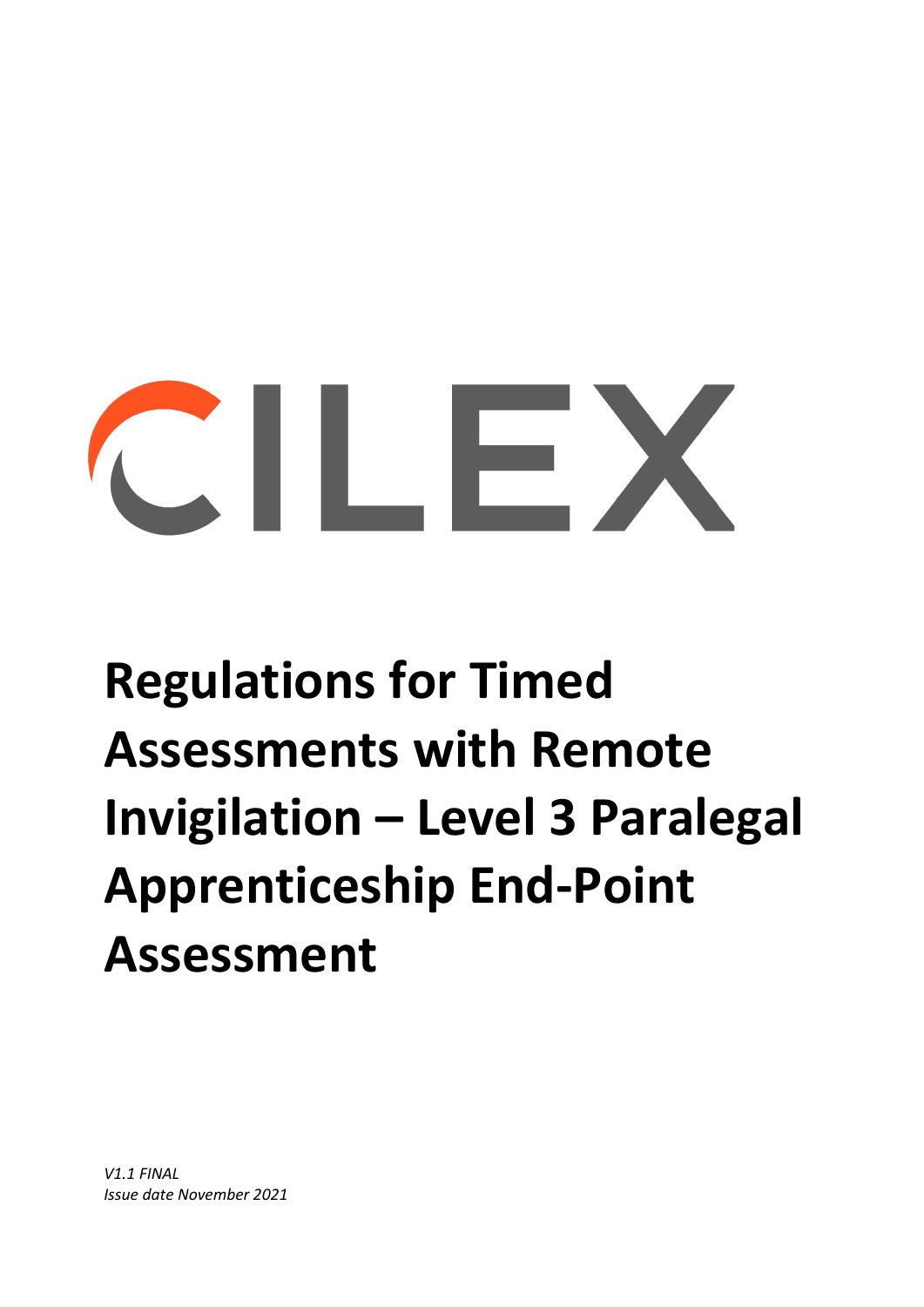CILEX

# Regulations for Timed Assessments with Remote Invigilation – Level 3 Paralegal Apprenticeship End-Point Assessment

*V1.1 FINAL*
*Issue date November 2021*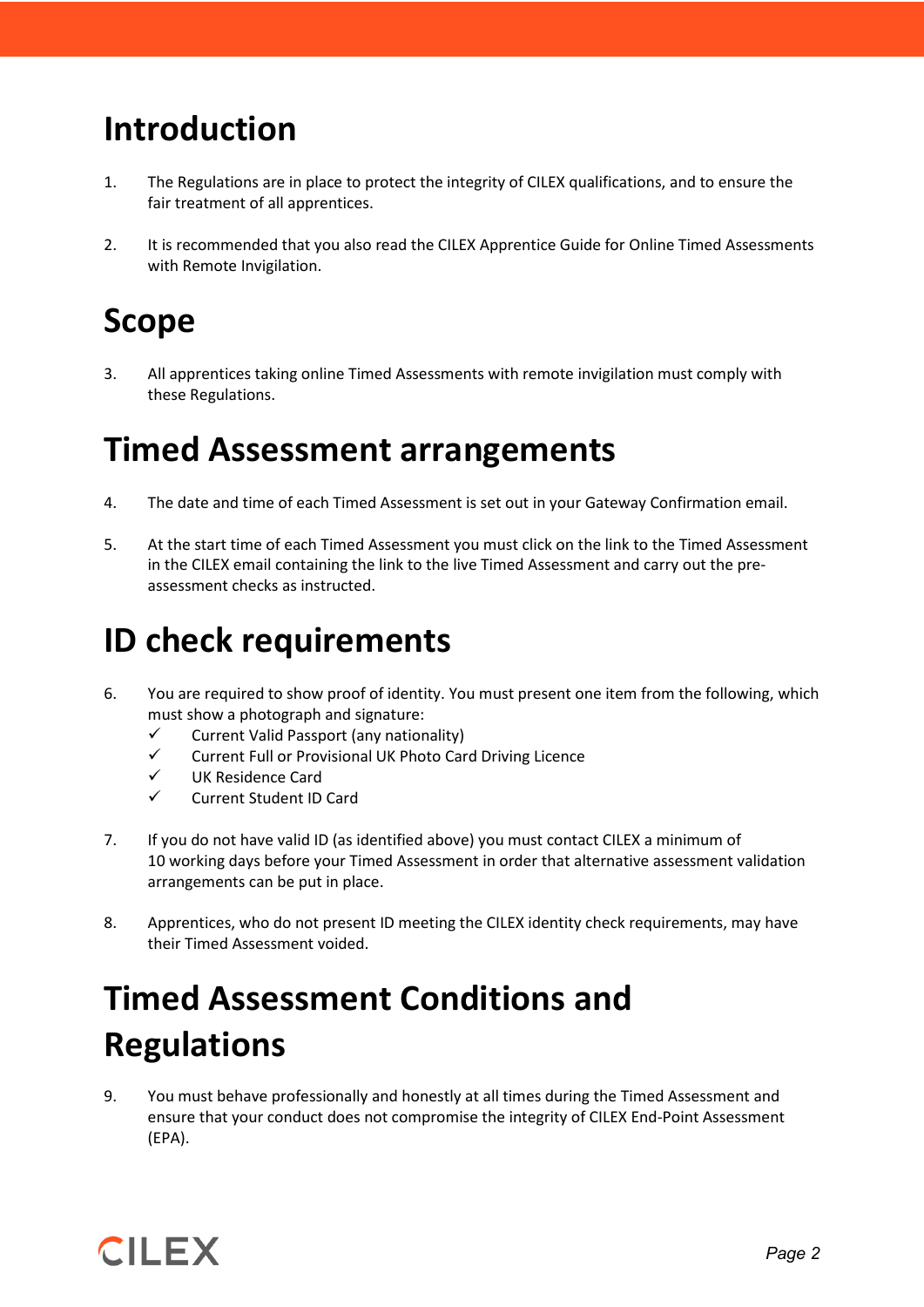# Introduction

1. The Regulations are in place to protect the integrity of CILEX qualifications, and to ensure the fair treatment of all apprentices.

2. It is recommended that you also read the CILEX Apprentice Guide for Online Timed Assessments with Remote Invigilation.

# Scope

3. All apprentices taking online Timed Assessments with remote invigilation must comply with these Regulations.

# Timed Assessment arrangements

4. The date and time of each Timed Assessment is set out in your Gateway Confirmation email.

5. At the start time of each Timed Assessment you must click on the link to the Timed Assessment in the CILEX email containing the link to the live Timed Assessment and carry out the pre-assessment checks as instructed.

# ID check requirements

6. You are required to show proof of identity. You must present one item from the following, which must show a photograph and signature:
   - ✓ Current Valid Passport (any nationality)
   - ✓ Current Full or Provisional UK Photo Card Driving Licence
   - ✓ UK Residence Card
   - ✓ Current Student ID Card

7. If you do not have valid ID (as identified above) you must contact CILEX a minimum of 10 working days before your Timed Assessment in order that alternative assessment validation arrangements can be put in place.

8. Apprentices, who do not present ID meeting the CILEX identity check requirements, may have their Timed Assessment voided.

# Timed Assessment Conditions and Regulations

9. You must behave professionally and honestly at all times during the Timed Assessment and ensure that your conduct does not compromise the integrity of CILEX End-Point Assessment (EPA).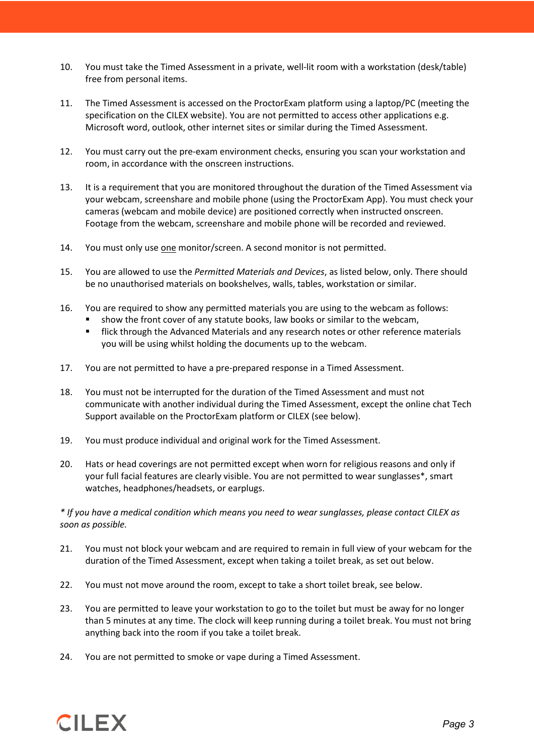10. You must take the Timed Assessment in a private, well-lit room with a workstation (desk/table) free from personal items.

11. The Timed Assessment is accessed on the ProctorExam platform using a laptop/PC (meeting the specification on the CILEX website). You are not permitted to access other applications e.g. Microsoft word, outlook, other internet sites or similar during the Timed Assessment.

12. You must carry out the pre-exam environment checks, ensuring you scan your workstation and room, in accordance with the onscreen instructions.

13. It is a requirement that you are monitored throughout the duration of the Timed Assessment via your webcam, screenshare and mobile phone (using the ProctorExam App). You must check your cameras (webcam and mobile device) are positioned correctly when instructed onscreen. Footage from the webcam, screenshare and mobile phone will be recorded and reviewed.

14. You must only use <u>one</u> monitor/screen. A second monitor is not permitted.

15. You are allowed to use the *Permitted Materials and Devices*, as listed below, only. There should be no unauthorised materials on bookshelves, walls, tables, workstation or similar.

16. You are required to show any permitted materials you are using to the webcam as follows:
    - show the front cover of any statute books, law books or similar to the webcam,
    - flick through the Advanced Materials and any research notes or other reference materials you will be using whilst holding the documents up to the webcam.

17. You are not permitted to have a pre-prepared response in a Timed Assessment.

18. You must not be interrupted for the duration of the Timed Assessment and must not communicate with another individual during the Timed Assessment, except the online chat Tech Support available on the ProctorExam platform or CILEX (see below).

19. You must produce individual and original work for the Timed Assessment.

20. Hats or head coverings are not permitted except when worn for religious reasons and only if your full facial features are clearly visible. You are not permitted to wear sunglasses*, smart watches, headphones/headsets, or earplugs.

*\* If you have a medical condition which means you need to wear sunglasses, please contact CILEX as soon as possible.*

21. You must not block your webcam and are required to remain in full view of your webcam for the duration of the Timed Assessment, except when taking a toilet break, as set out below.

22. You must not move around the room, except to take a short toilet break, see below.

23. You are permitted to leave your workstation to go to the toilet but must be away for no longer than 5 minutes at any time. The clock will keep running during a toilet break. You must not bring anything back into the room if you take a toilet break.

24. You are not permitted to smoke or vape during a Timed Assessment.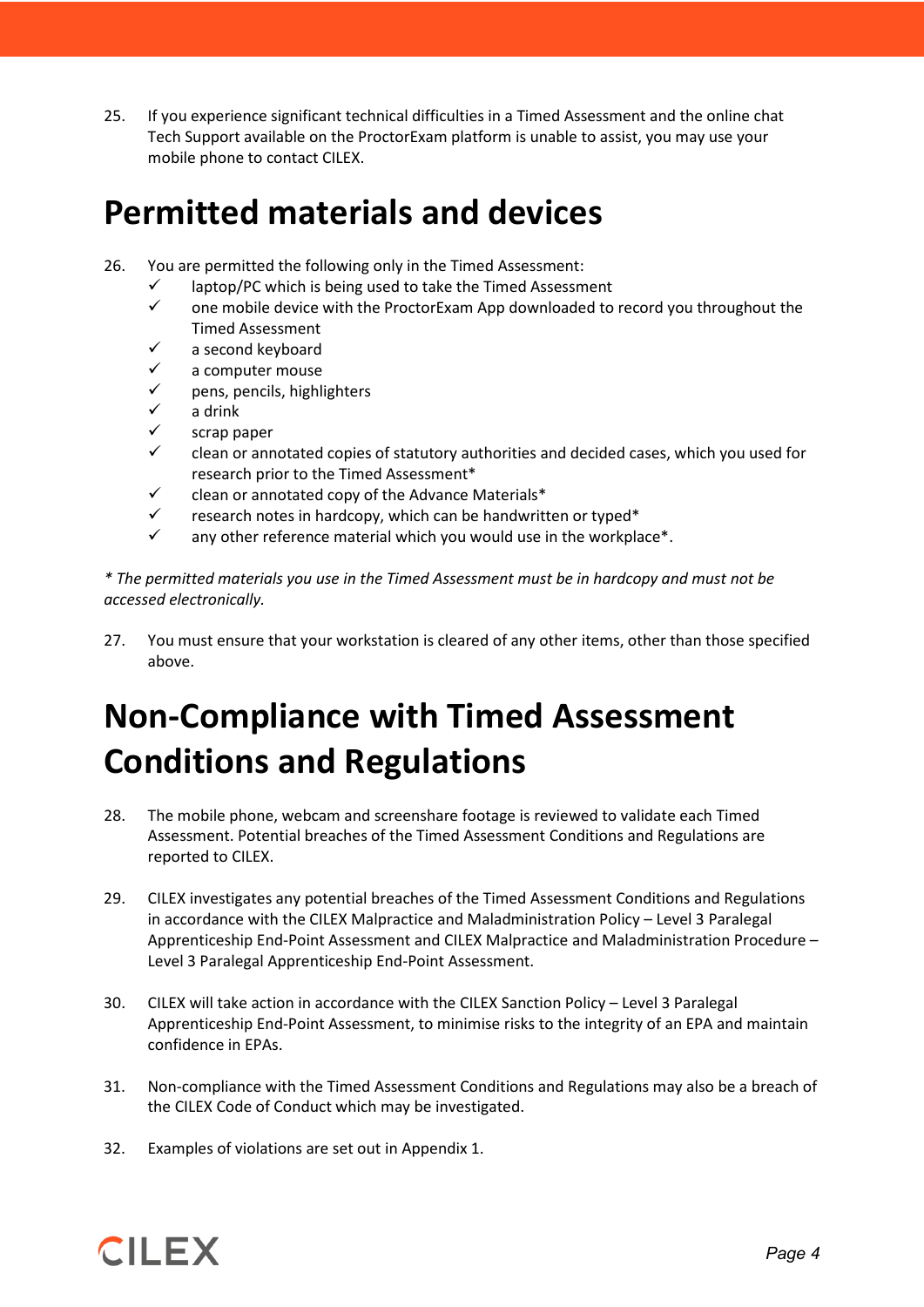25. If you experience significant technical difficulties in a Timed Assessment and the online chat Tech Support available on the ProctorExam platform is unable to assist, you may use your mobile phone to contact CILEX.

# Permitted materials and devices

26. You are permitted the following only in the Timed Assessment:
    - ✓ laptop/PC which is being used to take the Timed Assessment
    - ✓ one mobile device with the ProctorExam App downloaded to record you throughout the Timed Assessment
    - ✓ a second keyboard
    - ✓ a computer mouse
    - ✓ pens, pencils, highlighters
    - ✓ a drink
    - ✓ scrap paper
    - ✓ clean or annotated copies of statutory authorities and decided cases, which you used for research prior to the Timed Assessment*
    - ✓ clean or annotated copy of the Advance Materials*
    - ✓ research notes in hardcopy, which can be handwritten or typed*
    - ✓ any other reference material which you would use in the workplace*.

*\* The permitted materials you use in the Timed Assessment must be in hardcopy and must not be accessed electronically.*

27. You must ensure that your workstation is cleared of any other items, other than those specified above.

# Non-Compliance with Timed Assessment Conditions and Regulations

28. The mobile phone, webcam and screenshare footage is reviewed to validate each Timed Assessment. Potential breaches of the Timed Assessment Conditions and Regulations are reported to CILEX.

29. CILEX investigates any potential breaches of the Timed Assessment Conditions and Regulations in accordance with the CILEX Malpractice and Maladministration Policy – Level 3 Paralegal Apprenticeship End-Point Assessment and CILEX Malpractice and Maladministration Procedure – Level 3 Paralegal Apprenticeship End-Point Assessment.

30. CILEX will take action in accordance with the CILEX Sanction Policy – Level 3 Paralegal Apprenticeship End-Point Assessment, to minimise risks to the integrity of an EPA and maintain confidence in EPAs.

31. Non-compliance with the Timed Assessment Conditions and Regulations may also be a breach of the CILEX Code of Conduct which may be investigated.

32. Examples of violations are set out in Appendix 1.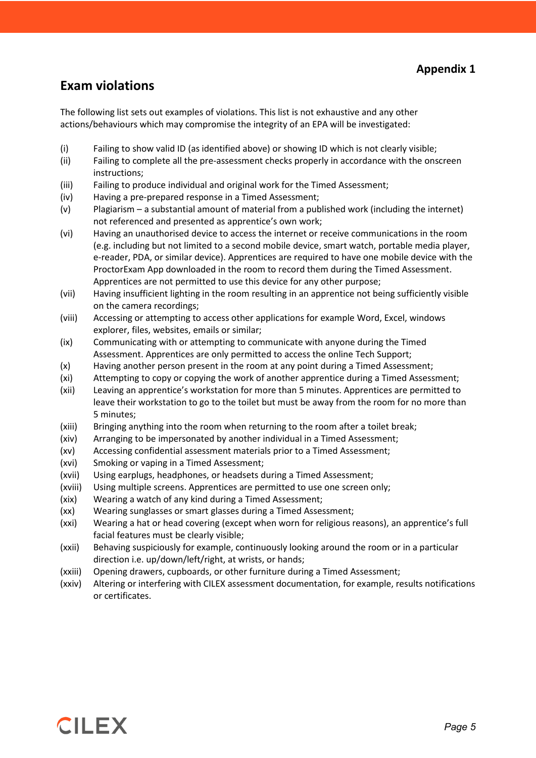**Appendix 1**

## Exam violations

The following list sets out examples of violations. This list is not exhaustive and any other actions/behaviours which may compromise the integrity of an EPA will be investigated:

- (i) Failing to show valid ID (as identified above) or showing ID which is not clearly visible;
- (ii) Failing to complete all the pre-assessment checks properly in accordance with the onscreen instructions;
- (iii) Failing to produce individual and original work for the Timed Assessment;
- (iv) Having a pre-prepared response in a Timed Assessment;
- (v) Plagiarism – a substantial amount of material from a published work (including the internet) not referenced and presented as apprentice's own work;
- (vi) Having an unauthorised device to access the internet or receive communications in the room (e.g. including but not limited to a second mobile device, smart watch, portable media player, e-reader, PDA, or similar device). Apprentices are required to have one mobile device with the ProctorExam App downloaded in the room to record them during the Timed Assessment. Apprentices are not permitted to use this device for any other purpose;
- (vii) Having insufficient lighting in the room resulting in an apprentice not being sufficiently visible on the camera recordings;
- (viii) Accessing or attempting to access other applications for example Word, Excel, windows explorer, files, websites, emails or similar;
- (ix) Communicating with or attempting to communicate with anyone during the Timed Assessment. Apprentices are only permitted to access the online Tech Support;
- (x) Having another person present in the room at any point during a Timed Assessment;
- (xi) Attempting to copy or copying the work of another apprentice during a Timed Assessment;
- (xii) Leaving an apprentice's workstation for more than 5 minutes. Apprentices are permitted to leave their workstation to go to the toilet but must be away from the room for no more than 5 minutes;
- (xiii) Bringing anything into the room when returning to the room after a toilet break;
- (xiv) Arranging to be impersonated by another individual in a Timed Assessment;
- (xv) Accessing confidential assessment materials prior to a Timed Assessment;
- (xvi) Smoking or vaping in a Timed Assessment;
- (xvii) Using earplugs, headphones, or headsets during a Timed Assessment;
- (xviii) Using multiple screens. Apprentices are permitted to use one screen only;
- (xix) Wearing a watch of any kind during a Timed Assessment;
- (xx) Wearing sunglasses or smart glasses during a Timed Assessment;
- (xxi) Wearing a hat or head covering (except when worn for religious reasons), an apprentice's full facial features must be clearly visible;
- (xxii) Behaving suspiciously for example, continuously looking around the room or in a particular direction i.e. up/down/left/right, at wrists, or hands;
- (xxiii) Opening drawers, cupboards, or other furniture during a Timed Assessment;
- (xxiv) Altering or interfering with CILEX assessment documentation, for example, results notifications or certificates.